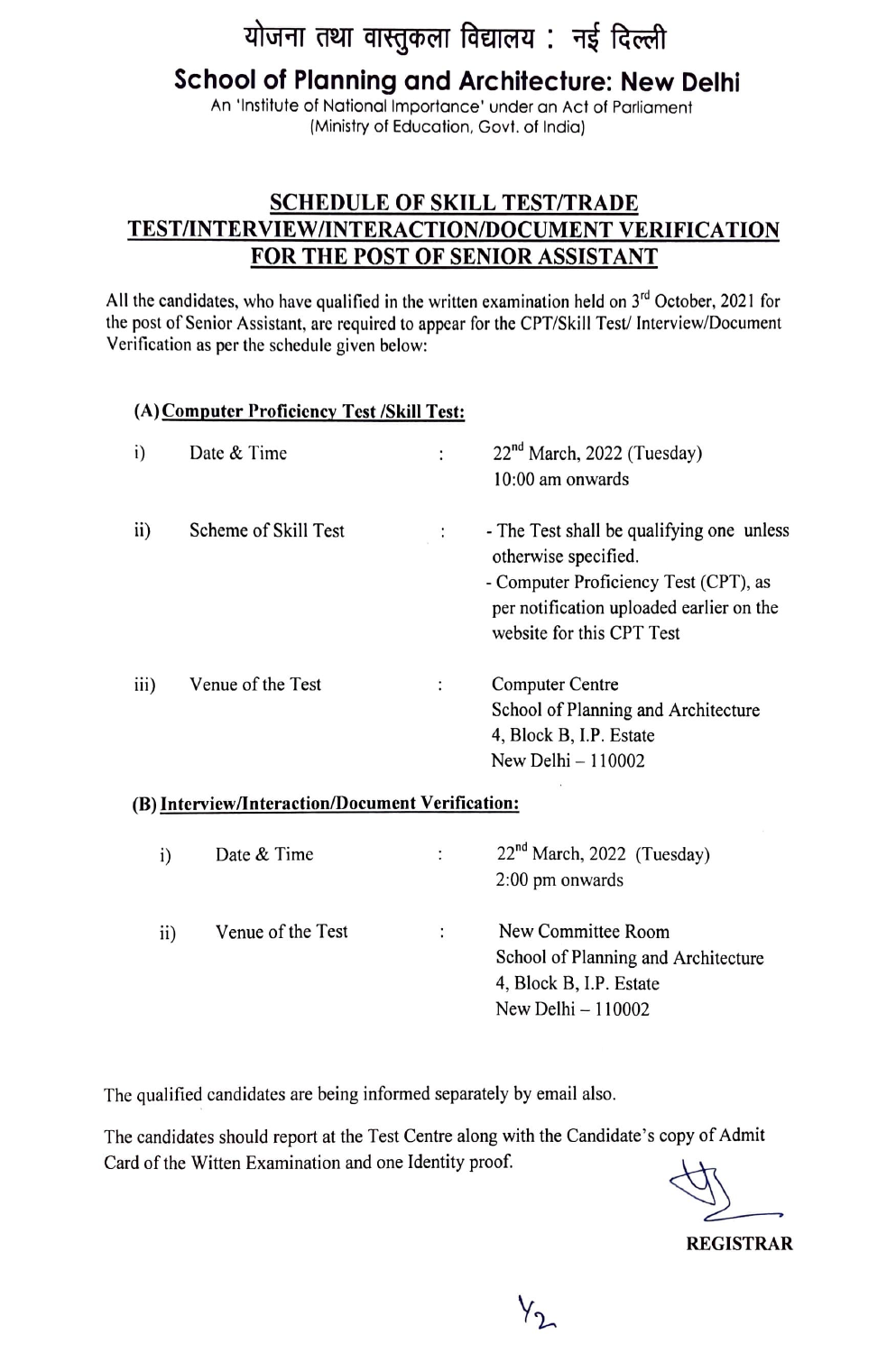# योजना तथा वास्तुकला विद्यालय : नई दिल्ली

## School of Planning and Architecture: New Delhi

An 'Institute of National Importance' under an Act of Parliament
(Ministry of Education, Govt. of India)

### SCHEDULE OF SKILL TEST/TRADE TEST/INTERVIEW/INTERACTION/DOCUMENT VERIFICATION FOR THE POST OF SENIOR ASSISTANT

All the candidates, who have qualified in the written examination held on 3rd October, 2021 for the post of Senior Assistant, are required to appear for the CPT/Skill Test/ Interview/Document Verification as per the schedule given below:

**(A) Computer Proficiency Test /Skill Test:**

i) Date & Time : 22nd March, 2022 (Tuesday)
10:00 am onwards

ii) Scheme of Skill Test :
- The Test shall be qualifying one unless otherwise specified.
- Computer Proficiency Test (CPT), as per notification uploaded earlier on the website for this CPT Test

iii) Venue of the Test : Computer Centre
School of Planning and Architecture
4, Block B, I.P. Estate
New Delhi – 110002

**(B) Interview/Interaction/Document Verification:**

i) Date & Time : 22nd March, 2022 (Tuesday)
2:00 pm onwards

ii) Venue of the Test : New Committee Room
School of Planning and Architecture
4, Block B, I.P. Estate
New Delhi – 110002

The qualified candidates are being informed separately by email also.

The candidates should report at the Test Centre along with the Candidate's copy of Admit Card of the Witten Examination and one Identity proof.

**REGISTRAR**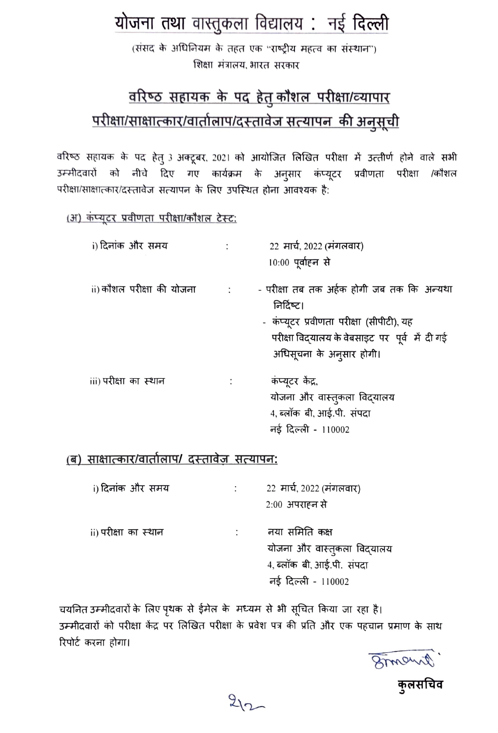# योजना तथा वास्तुकला विद्यालय : नई दिल्ली

(संसद के अधिनियम के तहत एक "राष्ट्रीय महत्व का संस्थान")
शिक्षा मंत्रालय, भारत सरकार

## वरिष्ठ सहायक के पद हेतु कौशल परीक्षा/व्यापार परीक्षा/साक्षात्कार/वार्तालाप/दस्तावेज सत्यापन की अनुसूची

वरिष्ठ सहायक के पद हेतु 3 अक्टूबर, 2021 को आयोजित लिखित परीक्षा में उत्तीर्ण होने वाले सभी उम्मीदवारों को नीचे दिए गए कार्यक्रम के अनुसार कंप्यूटर प्रवीणता परीक्षा /कौशल परीक्षा/साक्षात्कार/दस्तावेज सत्यापन के लिए उपस्थित होना आवश्यक है:

### (अ) कंप्यूटर प्रवीणता परीक्षा/कौशल टेस्ट:

i) दिनांक और समय : 22 मार्च, 2022 (मंगलवार)
10:00 पूर्वाह्न से

ii) कौशल परीक्षा की योजना :
- परीक्षा तब तक अर्हक होगी जब तक कि अन्यथा निर्दिष्ट।
- कंप्यूटर प्रवीणता परीक्षा (सीपीटी), यह परीक्षा विद्यालय के वेबसाइट पर पूर्व में दी गई अधिसूचना के अनुसार होगी।

iii) परीक्षा का स्थान : कंप्यूटर केंद्र,
योजना और वास्तुकला विद्यालय
4, ब्लॉक बी, आई.पी. संपदा
नई दिल्ली - 110002

### (ब) साक्षात्कार/वार्तालाप/ दस्तावेज़ सत्यापन:

i) दिनांक और समय : 22 मार्च, 2022 (मंगलवार)
2:00 अपराह्न से

ii) परीक्षा का स्थान : नया समिति कक्ष
योजना और वास्तुकला विद्यालय
4, ब्लॉक बी, आई.पी. संपदा
नई दिल्ली - 110002

चयनित उम्मीदवारों के लिए पृथक से ईमेल के मध्यम से भी सूचित किया जा रहा है।
उम्मीदवारों को परीक्षा केंद्र पर लिखित परीक्षा के प्रवेश पत्र की प्रति और एक पहचान प्रमाण के साथ रिपोर्ट करना होगा।

**कुलसचिव**